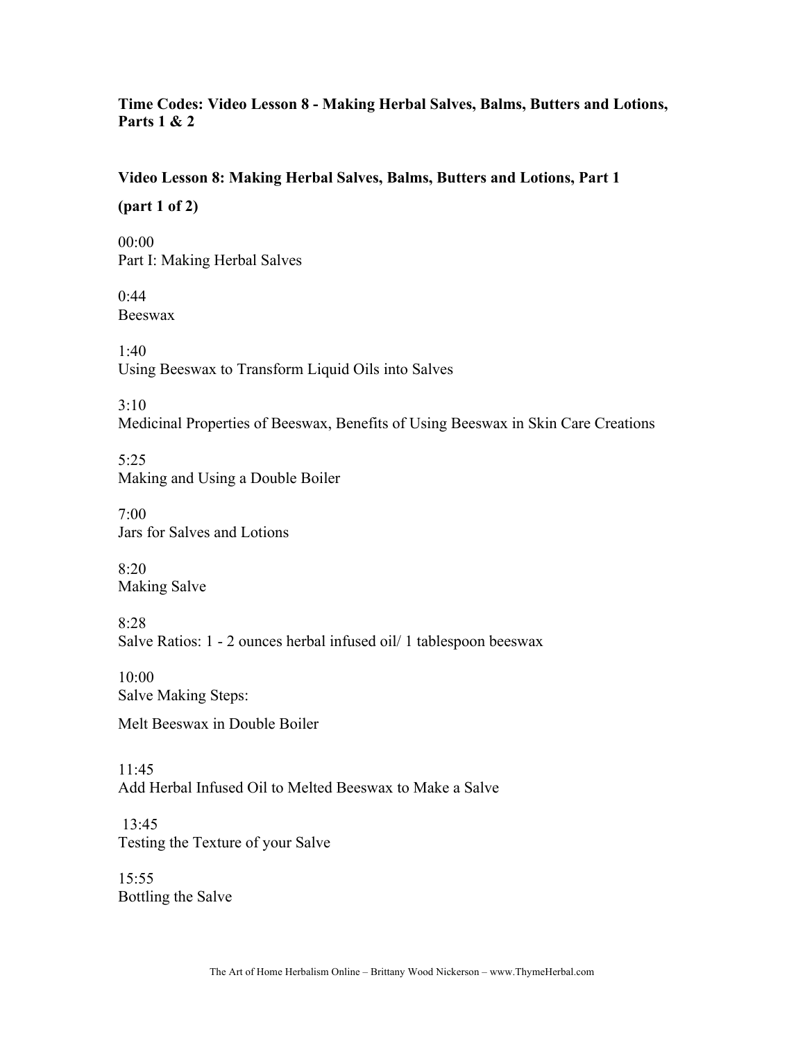**Time Codes: Video Lesson 8 - Making Herbal Salves, Balms, Butters and Lotions, Parts 1 & 2**

**Video Lesson 8: Making Herbal Salves, Balms, Butters and Lotions, Part 1**

**(part 1 of 2)**

00:00
Part I: Making Herbal Salves

0:44
Beeswax

1:40
Using Beeswax to Transform Liquid Oils into Salves

3:10
Medicinal Properties of Beeswax, Benefits of Using Beeswax in Skin Care Creations

5:25
Making and Using a Double Boiler

7:00
Jars for Salves and Lotions

8:20
Making Salve

8:28
Salve Ratios: 1 - 2 ounces herbal infused oil/ 1 tablespoon beeswax

10:00
Salve Making Steps:

Melt Beeswax in Double Boiler

11:45
Add Herbal Infused Oil to Melted Beeswax to Make a Salve

13:45
Testing the Texture of your Salve

15:55
Bottling the Salve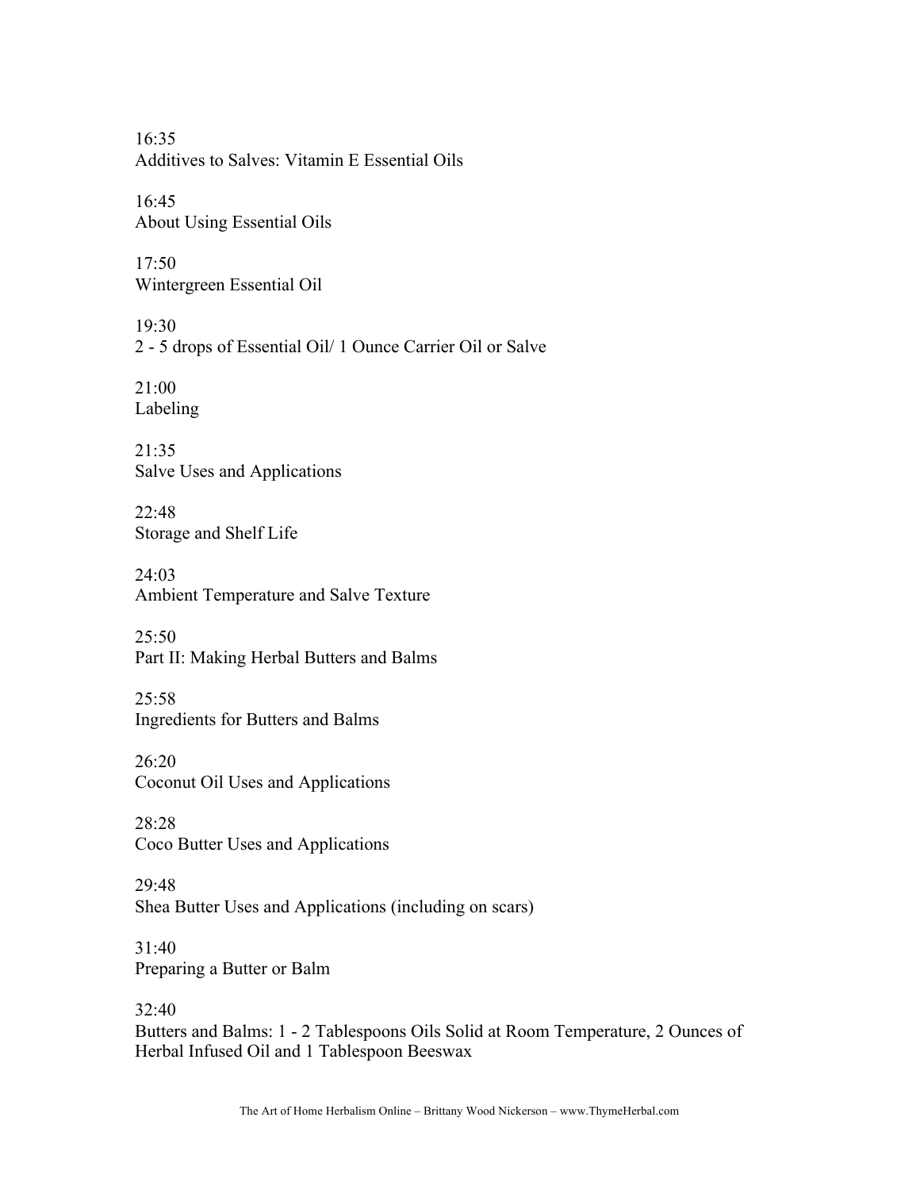16:35
Additives to Salves: Vitamin E Essential Oils

16:45
About Using Essential Oils

17:50
Wintergreen Essential Oil

19:30
2 - 5 drops of Essential Oil/ 1 Ounce Carrier Oil or Salve

21:00
Labeling

21:35
Salve Uses and Applications

22:48
Storage and Shelf Life

24:03
Ambient Temperature and Salve Texture

25:50
Part II: Making Herbal Butters and Balms

25:58
Ingredients for Butters and Balms

26:20
Coconut Oil Uses and Applications

28:28
Coco Butter Uses and Applications

29:48
Shea Butter Uses and Applications (including on scars)

31:40
Preparing a Butter or Balm

32:40
Butters and Balms: 1 - 2 Tablespoons Oils Solid at Room Temperature, 2 Ounces of Herbal Infused Oil and 1 Tablespoon Beeswax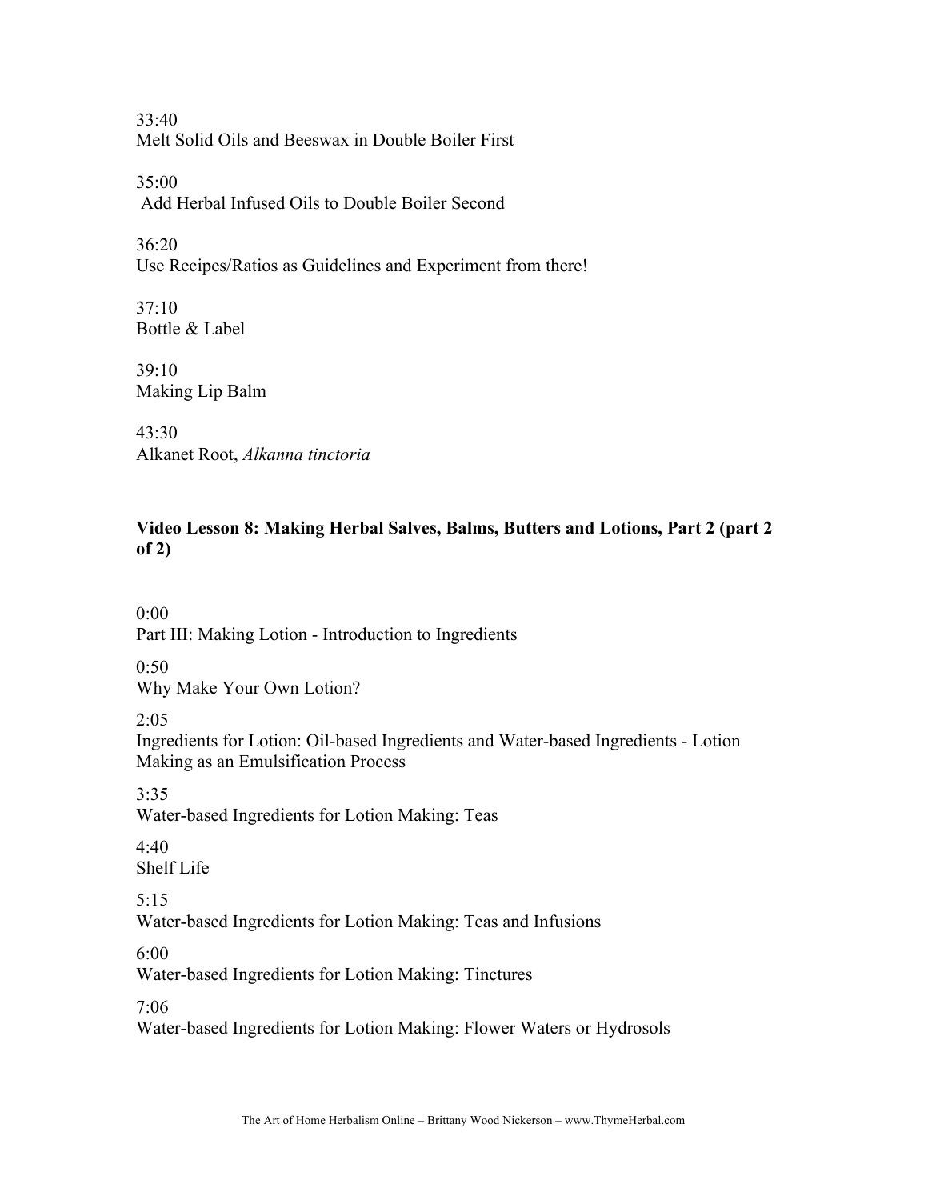33:40
Melt Solid Oils and Beeswax in Double Boiler First

35:00
Add Herbal Infused Oils to Double Boiler Second

36:20
Use Recipes/Ratios as Guidelines and Experiment from there!

37:10
Bottle & Label

39:10
Making Lip Balm

43:30
Alkanet Root, *Alkanna tinctoria*

**Video Lesson 8: Making Herbal Salves, Balms, Butters and Lotions, Part 2 (part 2 of 2)**

0:00
Part III: Making Lotion - Introduction to Ingredients

0:50
Why Make Your Own Lotion?

2:05
Ingredients for Lotion: Oil-based Ingredients and Water-based Ingredients - Lotion Making as an Emulsification Process

3:35
Water-based Ingredients for Lotion Making: Teas

4:40
Shelf Life

5:15
Water-based Ingredients for Lotion Making: Teas and Infusions

6:00
Water-based Ingredients for Lotion Making: Tinctures

7:06
Water-based Ingredients for Lotion Making: Flower Waters or Hydrosols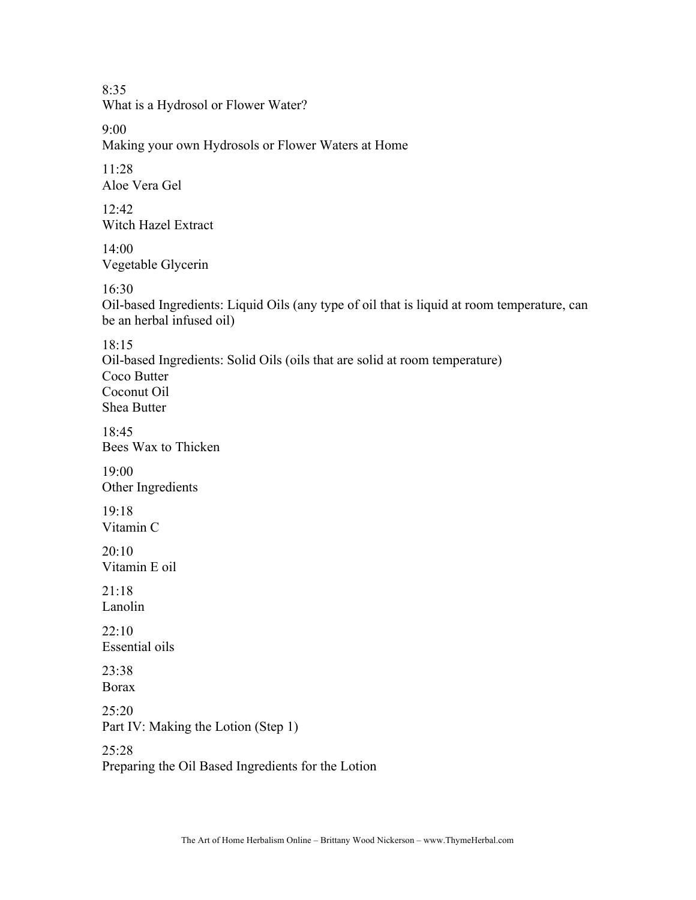8:35
What is a Hydrosol or Flower Water?

9:00
Making your own Hydrosols or Flower Waters at Home

11:28
Aloe Vera Gel

12:42
Witch Hazel Extract

14:00
Vegetable Glycerin

16:30
Oil-based Ingredients: Liquid Oils (any type of oil that is liquid at room temperature, can be an herbal infused oil)

18:15
Oil-based Ingredients: Solid Oils (oils that are solid at room temperature)
Coco Butter
Coconut Oil
Shea Butter

18:45
Bees Wax to Thicken

19:00
Other Ingredients

19:18
Vitamin C

20:10
Vitamin E oil

21:18
Lanolin

22:10
Essential oils

23:38
Borax

25:20
Part IV: Making the Lotion (Step 1)

25:28
Preparing the Oil Based Ingredients for the Lotion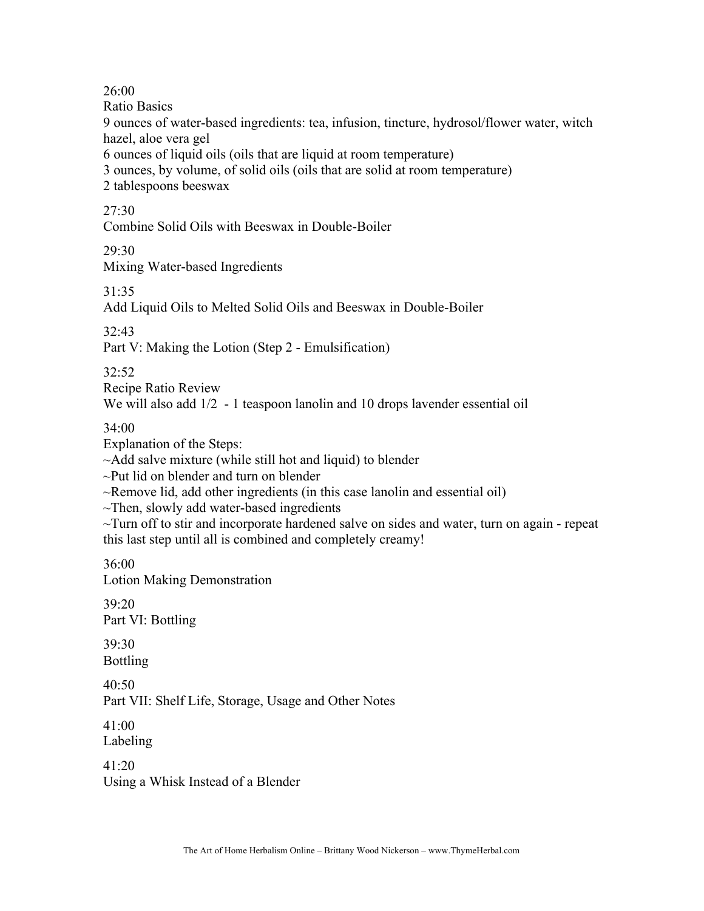26:00
Ratio Basics
9 ounces of water-based ingredients: tea, infusion, tincture, hydrosol/flower water, witch hazel, aloe vera gel
6 ounces of liquid oils (oils that are liquid at room temperature)
3 ounces, by volume, of solid oils (oils that are solid at room temperature)
2 tablespoons beeswax

27:30
Combine Solid Oils with Beeswax in Double-Boiler

29:30
Mixing Water-based Ingredients

31:35
Add Liquid Oils to Melted Solid Oils and Beeswax in Double-Boiler

32:43
Part V: Making the Lotion (Step 2 - Emulsification)

32:52
Recipe Ratio Review
We will also add 1/2 - 1 teaspoon lanolin and 10 drops lavender essential oil

34:00
Explanation of the Steps:
~Add salve mixture (while still hot and liquid) to blender
~Put lid on blender and turn on blender
~Remove lid, add other ingredients (in this case lanolin and essential oil)
~Then, slowly add water-based ingredients
~Turn off to stir and incorporate hardened salve on sides and water, turn on again - repeat this last step until all is combined and completely creamy!

36:00
Lotion Making Demonstration

39:20
Part VI: Bottling

39:30
Bottling

40:50
Part VII: Shelf Life, Storage, Usage and Other Notes

41:00
Labeling

41:20
Using a Whisk Instead of a Blender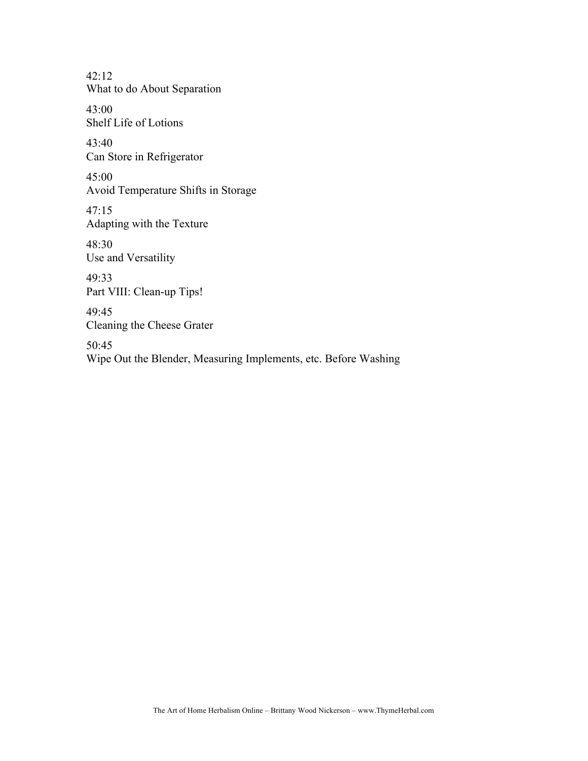42:12
What to do About Separation

43:00
Shelf Life of Lotions

43:40
Can Store in Refrigerator

45:00
Avoid Temperature Shifts in Storage

47:15
Adapting with the Texture

48:30
Use and Versatility

49:33
Part VIII: Clean-up Tips!

49:45
Cleaning the Cheese Grater

50:45
Wipe Out the Blender, Measuring Implements, etc. Before Washing